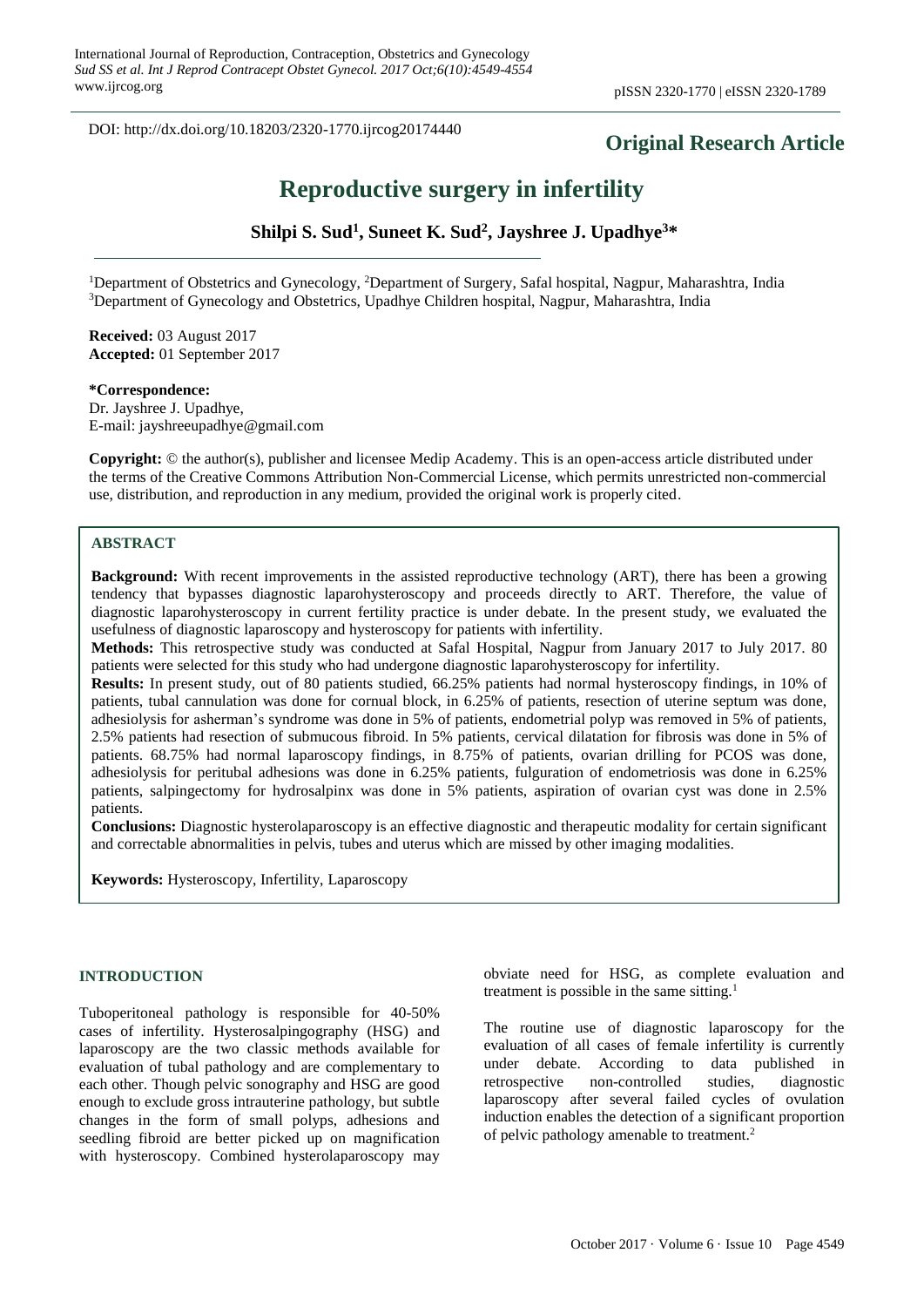DOI: http://dx.doi.org/10.18203/2320-1770.ijrcog20174440

**Original Research Article**

# Reproductive surgery in infertility

**Shilpi S. Sud[1], Suneet K. Sud[2], Jayshree J. Upadhye[3]***

[1]Department of Obstetrics and Gynecology, [2]Department of Surgery, Safal hospital, Nagpur, Maharashtra, India
[3]Department of Gynecology and Obstetrics, Upadhye Children hospital, Nagpur, Maharashtra, India

**Received:** 03 August 2017
**Accepted:** 01 September 2017

**\*Correspondence:**
Dr. Jayshree J. Upadhye,
E-mail: jayshreeupadhye@gmail.com

**Copyright:** © the author(s), publisher and licensee Medip Academy. This is an open-access article distributed under the terms of the Creative Commons Attribution Non-Commercial License, which permits unrestricted non-commercial use, distribution, and reproduction in any medium, provided the original work is properly cited.

## ABSTRACT

**Background:** With recent improvements in the assisted reproductive technology (ART), there has been a growing tendency that bypasses diagnostic laparohysteroscopy and proceeds directly to ART. Therefore, the value of diagnostic laparohysteroscopy in current fertility practice is under debate. In the present study, we evaluated the usefulness of diagnostic laparoscopy and hysteroscopy for patients with infertility.

**Methods:** This retrospective study was conducted at Safal Hospital, Nagpur from January 2017 to July 2017. 80 patients were selected for this study who had undergone diagnostic laparohysteroscopy for infertility.

**Results:** In present study, out of 80 patients studied, 66.25% patients had normal hysteroscopy findings, in 10% of patients, tubal cannulation was done for cornual block, in 6.25% of patients, resection of uterine septum was done, adhesiolysis for asherman's syndrome was done in 5% of patients, endometrial polyp was removed in 5% of patients, 2.5% patients had resection of submucous fibroid. In 5% patients, cervical dilatation for fibrosis was done in 5% of patients. 68.75% had normal laparoscopy findings, in 8.75% of patients, ovarian drilling for PCOS was done, adhesiolysis for peritubal adhesions was done in 6.25% patients, fulguration of endometriosis was done in 6.25% patients, salpingectomy for hydrosalpinx was done in 5% patients, aspiration of ovarian cyst was done in 2.5% patients.

**Conclusions:** Diagnostic hysterolaparoscopy is an effective diagnostic and therapeutic modality for certain significant and correctable abnormalities in pelvis, tubes and uterus which are missed by other imaging modalities.

**Keywords:** Hysteroscopy, Infertility, Laparoscopy

## INTRODUCTION

Tuboperitoneal pathology is responsible for 40-50% cases of infertility. Hysterosalpingography (HSG) and laparoscopy are the two classic methods available for evaluation of tubal pathology and are complementary to each other. Though pelvic sonography and HSG are good enough to exclude gross intrauterine pathology, but subtle changes in the form of small polyps, adhesions and seedling fibroid are better picked up on magnification with hysteroscopy. Combined hysterolaparoscopy may obviate need for HSG, as complete evaluation and treatment is possible in the same sitting.[1]

The routine use of diagnostic laparoscopy for the evaluation of all cases of female infertility is currently under debate. According to data published in retrospective non-controlled studies, diagnostic laparoscopy after several failed cycles of ovulation induction enables the detection of a significant proportion of pelvic pathology amenable to treatment.[2]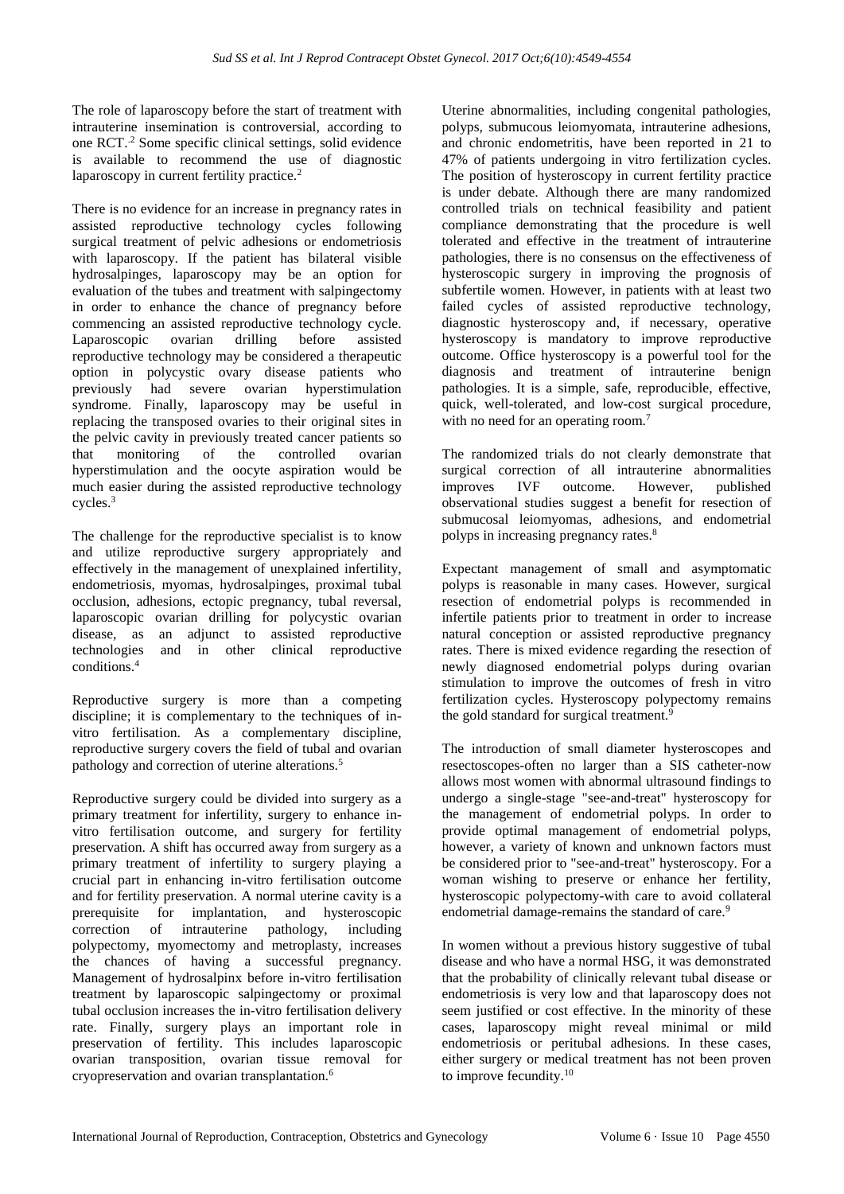The role of laparoscopy before the start of treatment with intrauterine insemination is controversial, according to one RCT.[2] Some specific clinical settings, solid evidence is available to recommend the use of diagnostic laparoscopy in current fertility practice.[2]

There is no evidence for an increase in pregnancy rates in assisted reproductive technology cycles following surgical treatment of pelvic adhesions or endometriosis with laparoscopy. If the patient has bilateral visible hydrosalpinges, laparoscopy may be an option for evaluation of the tubes and treatment with salpingectomy in order to enhance the chance of pregnancy before commencing an assisted reproductive technology cycle. Laparoscopic ovarian drilling before assisted reproductive technology may be considered a therapeutic option in polycystic ovary disease patients who previously had severe ovarian hyperstimulation syndrome. Finally, laparoscopy may be useful in replacing the transposed ovaries to their original sites in the pelvic cavity in previously treated cancer patients so that monitoring of the controlled ovarian hyperstimulation and the oocyte aspiration would be much easier during the assisted reproductive technology cycles.[3]

The challenge for the reproductive specialist is to know and utilize reproductive surgery appropriately and effectively in the management of unexplained infertility, endometriosis, myomas, hydrosalpinges, proximal tubal occlusion, adhesions, ectopic pregnancy, tubal reversal, laparoscopic ovarian drilling for polycystic ovarian disease, as an adjunct to assisted reproductive technologies and in other clinical reproductive conditions.[4]

Reproductive surgery is more than a competing discipline; it is complementary to the techniques of in-vitro fertilisation. As a complementary discipline, reproductive surgery covers the field of tubal and ovarian pathology and correction of uterine alterations.[5]

Reproductive surgery could be divided into surgery as a primary treatment for infertility, surgery to enhance in-vitro fertilisation outcome, and surgery for fertility preservation. A shift has occurred away from surgery as a primary treatment of infertility to surgery playing a crucial part in enhancing in-vitro fertilisation outcome and for fertility preservation. A normal uterine cavity is a prerequisite for implantation, and hysteroscopic correction of intrauterine pathology, including polypectomy, myomectomy and metroplasty, increases the chances of having a successful pregnancy. Management of hydrosalpinx before in-vitro fertilisation treatment by laparoscopic salpingectomy or proximal tubal occlusion increases the in-vitro fertilisation delivery rate. Finally, surgery plays an important role in preservation of fertility. This includes laparoscopic ovarian transposition, ovarian tissue removal for cryopreservation and ovarian transplantation.[6]

Uterine abnormalities, including congenital pathologies, polyps, submucous leiomyomata, intrauterine adhesions, and chronic endometritis, have been reported in 21 to 47% of patients undergoing in vitro fertilization cycles. The position of hysteroscopy in current fertility practice is under debate. Although there are many randomized controlled trials on technical feasibility and patient compliance demonstrating that the procedure is well tolerated and effective in the treatment of intrauterine pathologies, there is no consensus on the effectiveness of hysteroscopic surgery in improving the prognosis of subfertile women. However, in patients with at least two failed cycles of assisted reproductive technology, diagnostic hysteroscopy and, if necessary, operative hysteroscopy is mandatory to improve reproductive outcome. Office hysteroscopy is a powerful tool for the diagnosis and treatment of intrauterine benign pathologies. It is a simple, safe, reproducible, effective, quick, well-tolerated, and low-cost surgical procedure, with no need for an operating room.[7]

The randomized trials do not clearly demonstrate that surgical correction of all intrauterine abnormalities improves IVF outcome. However, published observational studies suggest a benefit for resection of submucosal leiomyomas, adhesions, and endometrial polyps in increasing pregnancy rates.[8]

Expectant management of small and asymptomatic polyps is reasonable in many cases. However, surgical resection of endometrial polyps is recommended in infertile patients prior to treatment in order to increase natural conception or assisted reproductive pregnancy rates. There is mixed evidence regarding the resection of newly diagnosed endometrial polyps during ovarian stimulation to improve the outcomes of fresh in vitro fertilization cycles. Hysteroscopy polypectomy remains the gold standard for surgical treatment.[9]

The introduction of small diameter hysteroscopes and resectoscopes-often no larger than a SIS catheter-now allows most women with abnormal ultrasound findings to undergo a single-stage "see-and-treat" hysteroscopy for the management of endometrial polyps. In order to provide optimal management of endometrial polyps, however, a variety of known and unknown factors must be considered prior to "see-and-treat" hysteroscopy. For a woman wishing to preserve or enhance her fertility, hysteroscopic polypectomy-with care to avoid collateral endometrial damage-remains the standard of care.[9]

In women without a previous history suggestive of tubal disease and who have a normal HSG, it was demonstrated that the probability of clinically relevant tubal disease or endometriosis is very low and that laparoscopy does not seem justified or cost effective. In the minority of these cases, laparoscopy might reveal minimal or mild endometriosis or peritubal adhesions. In these cases, either surgery or medical treatment has not been proven to improve fecundity.[10]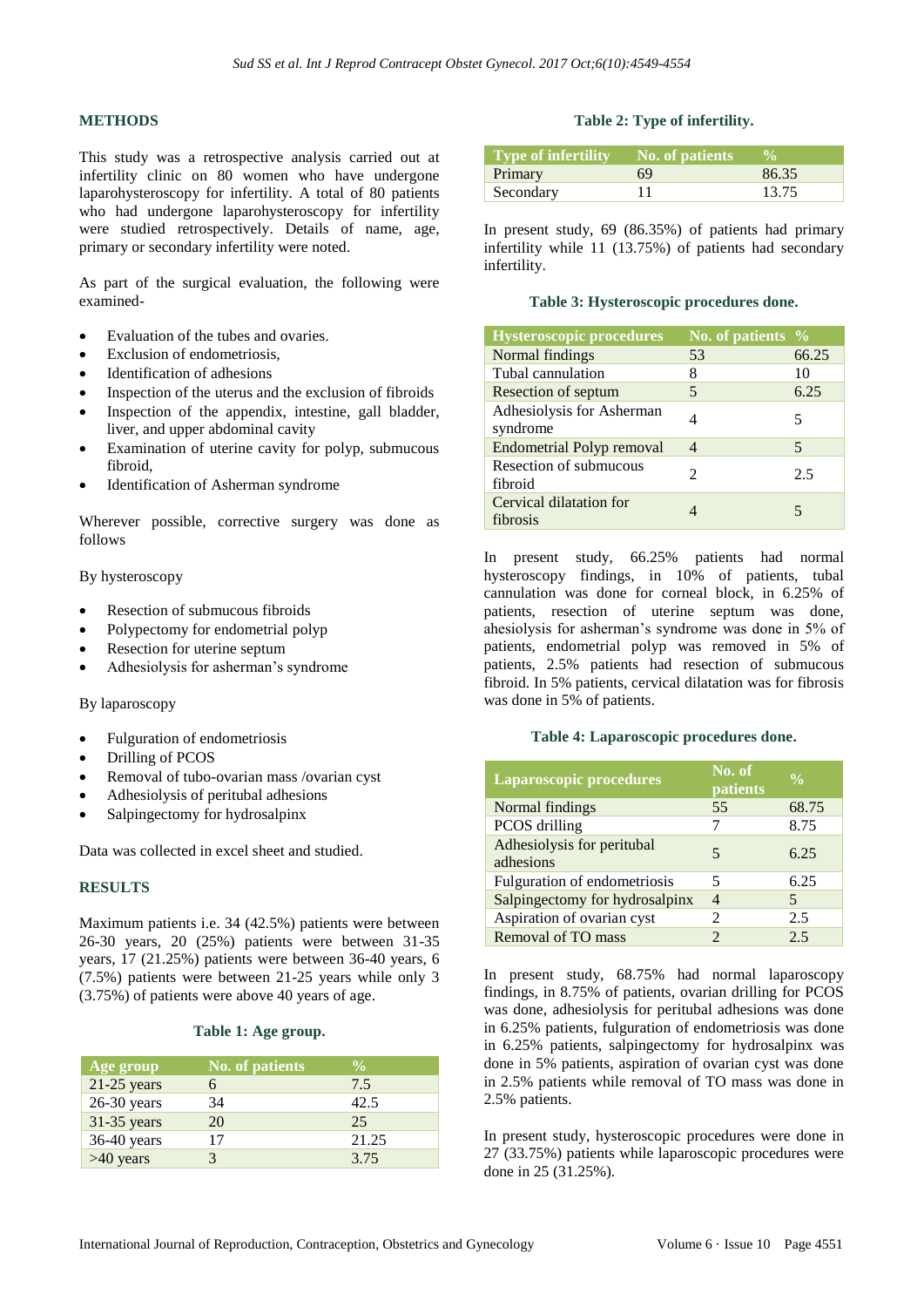## METHODS

This study was a retrospective analysis carried out at infertility clinic on 80 women who have undergone laparohysteroscopy for infertility. A total of 80 patients who had undergone laparohysteroscopy for infertility were studied retrospectively. Details of name, age, primary or secondary infertility were noted.

As part of the surgical evaluation, the following were examined-

- Evaluation of the tubes and ovaries.
- Exclusion of endometriosis,
- Identification of adhesions
- Inspection of the uterus and the exclusion of fibroids
- Inspection of the appendix, intestine, gall bladder, liver, and upper abdominal cavity
- Examination of uterine cavity for polyp, submucous fibroid,
- Identification of Asherman syndrome

Wherever possible, corrective surgery was done as follows

By hysteroscopy

- Resection of submucous fibroids
- Polypectomy for endometrial polyp
- Resection for uterine septum
- Adhesiolysis for asherman's syndrome

By laparoscopy

- Fulguration of endometriosis
- Drilling of PCOS
- Removal of tubo-ovarian mass /ovarian cyst
- Adhesiolysis of peritubal adhesions
- Salpingectomy for hydrosalpinx

Data was collected in excel sheet and studied.

## RESULTS

Maximum patients i.e. 34 (42.5%) patients were between 26-30 years, 20 (25%) patients were between 31-35 years, 17 (21.25%) patients were between 36-40 years, 6 (7.5%) patients were between 21-25 years while only 3 (3.75%) of patients were above 40 years of age.

**Table 1: Age group.**

| Age group | No. of patients | % |
|---|---|---|
| 21-25 years | 6 | 7.5 |
| 26-30 years | 34 | 42.5 |
| 31-35 years | 20 | 25 |
| 36-40 years | 17 | 21.25 |
| >40 years | 3 | 3.75 |

**Table 2: Type of infertility.**

| Type of infertility | No. of patients | % |
|---|---|---|
| Primary | 69 | 86.35 |
| Secondary | 11 | 13.75 |

In present study, 69 (86.35%) of patients had primary infertility while 11 (13.75%) of patients had secondary infertility.

**Table 3: Hysteroscopic procedures done.**

| Hysteroscopic procedures | No. of patients | % |
|---|---|---|
| Normal findings | 53 | 66.25 |
| Tubal cannulation | 8 | 10 |
| Resection of septum | 5 | 6.25 |
| Adhesiolysis for Asherman syndrome | 4 | 5 |
| Endometrial Polyp removal | 4 | 5 |
| Resection of submucous fibroid | 2 | 2.5 |
| Cervical dilatation for fibrosis | 4 | 5 |

In present study, 66.25% patients had normal hysteroscopy findings, in 10% of patients, tubal cannulation was done for corneal block, in 6.25% of patients, resection of uterine septum was done, ahesiolysis for asherman's syndrome was done in 5% of patients, endometrial polyp was removed in 5% of patients, 2.5% patients had resection of submucous fibroid. In 5% patients, cervical dilatation was for fibrosis was done in 5% of patients.

**Table 4: Laparoscopic procedures done.**

| Laparoscopic procedures | No. of patients | % |
|---|---|---|
| Normal findings | 55 | 68.75 |
| PCOS drilling | 7 | 8.75 |
| Adhesiolysis for peritubal adhesions | 5 | 6.25 |
| Fulguration of endometriosis | 5 | 6.25 |
| Salpingectomy for hydrosalpinx | 4 | 5 |
| Aspiration of ovarian cyst | 2 | 2.5 |
| Removal of TO mass | 2 | 2.5 |

In present study, 68.75% had normal laparoscopy findings, in 8.75% of patients, ovarian drilling for PCOS was done, adhesiolysis for peritubal adhesions was done in 6.25% patients, fulguration of endometriosis was done in 6.25% patients, salpingectomy for hydrosalpinx was done in 5% patients, aspiration of ovarian cyst was done in 2.5% patients while removal of TO mass was done in 2.5% patients.

In present study, hysteroscopic procedures were done in 27 (33.75%) patients while laparoscopic procedures were done in 25 (31.25%).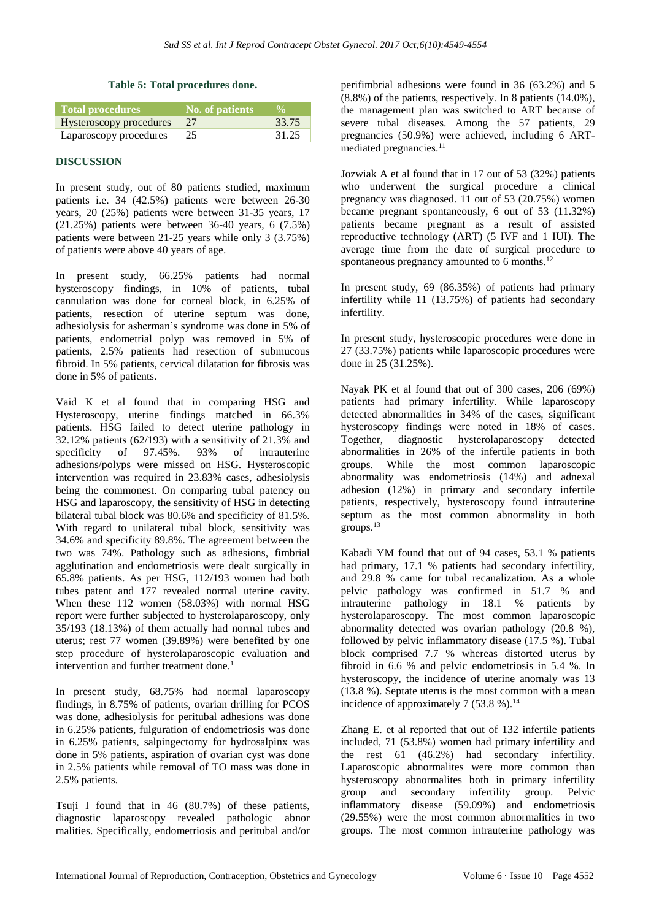**Table 5: Total procedures done.**

| Total procedures | No. of patients | % |
|---|---|---|
| Hysteroscopy procedures | 27 | 33.75 |
| Laparoscopy procedures | 25 | 31.25 |

## DISCUSSION

In present study, out of 80 patients studied, maximum patients i.e. 34 (42.5%) patients were between 26-30 years, 20 (25%) patients were between 31-35 years, 17 (21.25%) patients were between 36-40 years, 6 (7.5%) patients were between 21-25 years while only 3 (3.75%) of patients were above 40 years of age.

In present study, 66.25% patients had normal hysteroscopy findings, in 10% of patients, tubal cannulation was done for corneal block, in 6.25% of patients, resection of uterine septum was done, adhesiolysis for asherman's syndrome was done in 5% of patients, endometrial polyp was removed in 5% of patients, 2.5% patients had resection of submucous fibroid. In 5% patients, cervical dilatation for fibrosis was done in 5% of patients.

Vaid K et al found that in comparing HSG and Hysteroscopy, uterine findings matched in 66.3% patients. HSG failed to detect uterine pathology in 32.12% patients (62/193) with a sensitivity of 21.3% and specificity of 97.45%. 93% of intrauterine adhesions/polyps were missed on HSG. Hysteroscopic intervention was required in 23.83% cases, adhesiolysis being the commonest. On comparing tubal patency on HSG and laparoscopy, the sensitivity of HSG in detecting bilateral tubal block was 80.6% and specificity of 81.5%. With regard to unilateral tubal block, sensitivity was 34.6% and specificity 89.8%. The agreement between the two was 74%. Pathology such as adhesions, fimbrial agglutination and endometriosis were dealt surgically in 65.8% patients. As per HSG, 112/193 women had both tubes patent and 177 revealed normal uterine cavity. When these 112 women (58.03%) with normal HSG report were further subjected to hysterolaparoscopy, only 35/193 (18.13%) of them actually had normal tubes and uterus; rest 77 women (39.89%) were benefited by one step procedure of hysterolaparoscopic evaluation and intervention and further treatment done.[1]

In present study, 68.75% had normal laparoscopy findings, in 8.75% of patients, ovarian drilling for PCOS was done, adhesiolysis for peritubal adhesions was done in 6.25% patients, fulguration of endometriosis was done in 6.25% patients, salpingectomy for hydrosalpinx was done in 5% patients, aspiration of ovarian cyst was done in 2.5% patients while removal of TO mass was done in 2.5% patients.

Tsuji I found that in 46 (80.7%) of these patients, diagnostic laparoscopy revealed pathologic abnormalities. Specifically, endometriosis and peritubal and/or perifimbrial adhesions were found in 36 (63.2%) and 5 (8.8%) of the patients, respectively. In 8 patients (14.0%), the management plan was switched to ART because of severe tubal diseases. Among the 57 patients, 29 pregnancies (50.9%) were achieved, including 6 ART-mediated pregnancies.[11]

Jozwiak A et al found that in 17 out of 53 (32%) patients who underwent the surgical procedure a clinical pregnancy was diagnosed. 11 out of 53 (20.75%) women became pregnant spontaneously, 6 out of 53 (11.32%) patients became pregnant as a result of assisted reproductive technology (ART) (5 IVF and 1 IUI). The average time from the date of surgical procedure to spontaneous pregnancy amounted to 6 months.[12]

In present study, 69 (86.35%) of patients had primary infertility while 11 (13.75%) of patients had secondary infertility.

In present study, hysteroscopic procedures were done in 27 (33.75%) patients while laparoscopic procedures were done in 25 (31.25%).

Nayak PK et al found that out of 300 cases, 206 (69%) patients had primary infertility. While laparoscopy detected abnormalities in 34% of the cases, significant hysteroscopy findings were noted in 18% of cases. Together, diagnostic hysterolaparoscopy detected abnormalities in 26% of the infertile patients in both groups. While the most common laparoscopic abnormality was endometriosis (14%) and adnexal adhesion (12%) in primary and secondary infertile patients, respectively, hysteroscopy found intrauterine septum as the most common abnormality in both groups.[13]

Kabadi YM found that out of 94 cases, 53.1 % patients had primary, 17.1 % patients had secondary infertility, and 29.8 % came for tubal recanalization. As a whole pelvic pathology was confirmed in 51.7 % and intrauterine pathology in 18.1 % patients by hysterolaparoscopy. The most common laparoscopic abnormality detected was ovarian pathology (20.8 %), followed by pelvic inflammatory disease (17.5 %). Tubal block comprised 7.7 % whereas distorted uterus by fibroid in 6.6 % and pelvic endometriosis in 5.4 %. In hysteroscopy, the incidence of uterine anomaly was 13 (13.8 %). Septate uterus is the most common with a mean incidence of approximately 7 (53.8 %).[14]

Zhang E. et al reported that out of 132 infertile patients included, 71 (53.8%) women had primary infertility and the rest 61 (46.2%) had secondary infertility. Laparoscopic abnormalites were more common than hysteroscopy abnormalites both in primary infertility group and secondary infertility group. Pelvic inflammatory disease (59.09%) and endometriosis (29.55%) were the most common abnormalities in two groups. The most common intrauterine pathology was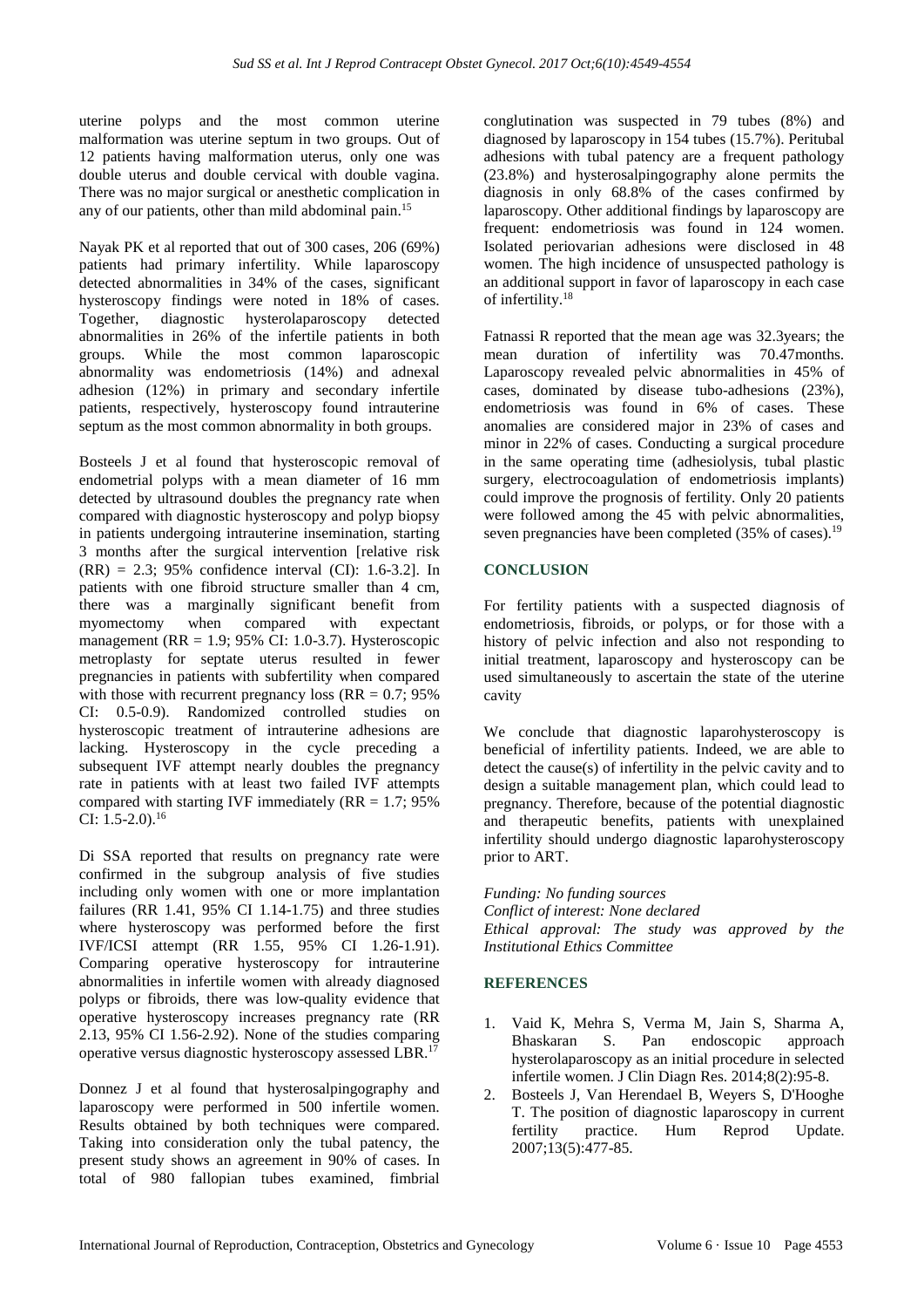uterine polyps and the most common uterine malformation was uterine septum in two groups. Out of 12 patients having malformation uterus, only one was double uterus and double cervical with double vagina. There was no major surgical or anesthetic complication in any of our patients, other than mild abdominal pain.[15]

Nayak PK et al reported that out of 300 cases, 206 (69%) patients had primary infertility. While laparoscopy detected abnormalities in 34% of the cases, significant hysteroscopy findings were noted in 18% of cases. Together, diagnostic hysterolaparoscopy detected abnormalities in 26% of the infertile patients in both groups. While the most common laparoscopic abnormality was endometriosis (14%) and adnexal adhesion (12%) in primary and secondary infertile patients, respectively, hysteroscopy found intrauterine septum as the most common abnormality in both groups.

Bosteels J et al found that hysteroscopic removal of endometrial polyps with a mean diameter of 16 mm detected by ultrasound doubles the pregnancy rate when compared with diagnostic hysteroscopy and polyp biopsy in patients undergoing intrauterine insemination, starting 3 months after the surgical intervention [relative risk (RR) = 2.3; 95% confidence interval (CI): 1.6-3.2]. In patients with one fibroid structure smaller than 4 cm, there was a marginally significant benefit from myomectomy when compared with expectant management (RR = 1.9; 95% CI: 1.0-3.7). Hysteroscopic metroplasty for septate uterus resulted in fewer pregnancies in patients with subfertility when compared with those with recurrent pregnancy loss (RR = 0.7; 95% CI: 0.5-0.9). Randomized controlled studies on hysteroscopic treatment of intrauterine adhesions are lacking. Hysteroscopy in the cycle preceding a subsequent IVF attempt nearly doubles the pregnancy rate in patients with at least two failed IVF attempts compared with starting IVF immediately (RR = 1.7; 95% CI: 1.5-2.0).[16]

Di SSA reported that results on pregnancy rate were confirmed in the subgroup analysis of five studies including only women with one or more implantation failures (RR 1.41, 95% CI 1.14-1.75) and three studies where hysteroscopy was performed before the first IVF/ICSI attempt (RR 1.55, 95% CI 1.26-1.91). Comparing operative hysteroscopy for intrauterine abnormalities in infertile women with already diagnosed polyps or fibroids, there was low-quality evidence that operative hysteroscopy increases pregnancy rate (RR 2.13, 95% CI 1.56-2.92). None of the studies comparing operative versus diagnostic hysteroscopy assessed LBR.[17]

Donnez J et al found that hysterosalpingography and laparoscopy were performed in 500 infertile women. Results obtained by both techniques were compared. Taking into consideration only the tubal patency, the present study shows an agreement in 90% of cases. In total of 980 fallopian tubes examined, fimbrial conglutination was suspected in 79 tubes (8%) and diagnosed by laparoscopy in 154 tubes (15.7%). Peritubal adhesions with tubal patency are a frequent pathology (23.8%) and hysterosalpingography alone permits the diagnosis in only 68.8% of the cases confirmed by laparoscopy. Other additional findings by laparoscopy are frequent: endometriosis was found in 124 women. Isolated periovarian adhesions were disclosed in 48 women. The high incidence of unsuspected pathology is an additional support in favor of laparoscopy in each case of infertility.[18]

Fatnassi R reported that the mean age was 32.3years; the mean duration of infertility was 70.47months. Laparoscopy revealed pelvic abnormalities in 45% of cases, dominated by disease tubo-adhesions (23%), endometriosis was found in 6% of cases. These anomalies are considered major in 23% of cases and minor in 22% of cases. Conducting a surgical procedure in the same operating time (adhesiolysis, tubal plastic surgery, electrocoagulation of endometriosis implants) could improve the prognosis of fertility. Only 20 patients were followed among the 45 with pelvic abnormalities, seven pregnancies have been completed (35% of cases).[19]

## CONCLUSION

For fertility patients with a suspected diagnosis of endometriosis, fibroids, or polyps, or for those with a history of pelvic infection and also not responding to initial treatment, laparoscopy and hysteroscopy can be used simultaneously to ascertain the state of the uterine cavity

We conclude that diagnostic laparohysteroscopy is beneficial of infertility patients. Indeed, we are able to detect the cause(s) of infertility in the pelvic cavity and to design a suitable management plan, which could lead to pregnancy. Therefore, because of the potential diagnostic and therapeutic benefits, patients with unexplained infertility should undergo diagnostic laparohysteroscopy prior to ART.

*Funding: No funding sources*
*Conflict of interest: None declared*
*Ethical approval: The study was approved by the Institutional Ethics Committee*

## REFERENCES

1. Vaid K, Mehra S, Verma M, Jain S, Sharma A, Bhaskaran S. Pan endoscopic approach hysterolaparoscopy as an initial procedure in selected infertile women. J Clin Diagn Res. 2014;8(2):95-8.
2. Bosteels J, Van Herendael B, Weyers S, D'Hooghe T. The position of diagnostic laparoscopy in current fertility practice. Hum Reprod Update. 2007;13(5):477-85.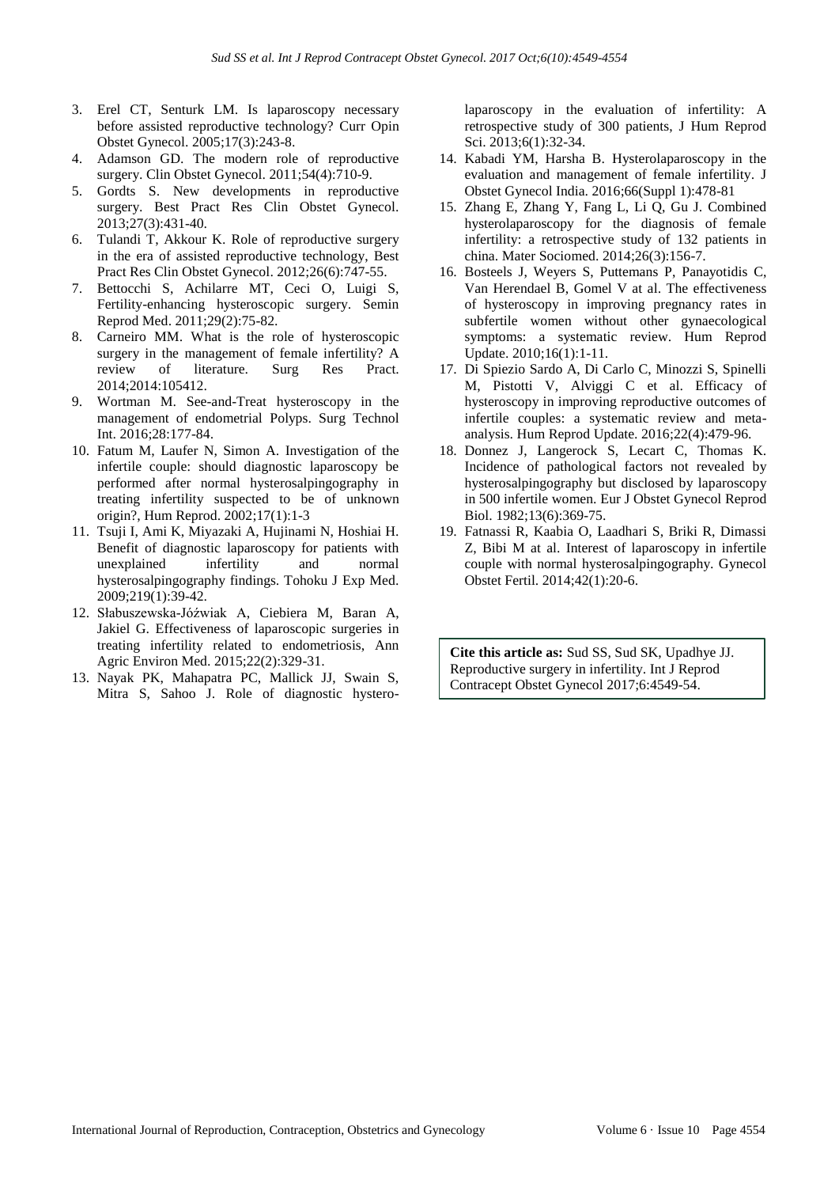3. Erel CT, Senturk LM. Is laparoscopy necessary before assisted reproductive technology? Curr Opin Obstet Gynecol. 2005;17(3):243-8.
4. Adamson GD. The modern role of reproductive surgery. Clin Obstet Gynecol. 2011;54(4):710-9.
5. Gordts S. New developments in reproductive surgery. Best Pract Res Clin Obstet Gynecol. 2013;27(3):431-40.
6. Tulandi T, Akkour K. Role of reproductive surgery in the era of assisted reproductive technology, Best Pract Res Clin Obstet Gynecol. 2012;26(6):747-55.
7. Bettocchi S, Achilarre MT, Ceci O, Luigi S, Fertility-enhancing hysteroscopic surgery. Semin Reprod Med. 2011;29(2):75-82.
8. Carneiro MM. What is the role of hysteroscopic surgery in the management of female infertility? A review of literature. Surg Res Pract. 2014;2014:105412.
9. Wortman M. See-and-Treat hysteroscopy in the management of endometrial Polyps. Surg Technol Int. 2016;28:177-84.
10. Fatum M, Laufer N, Simon A. Investigation of the infertile couple: should diagnostic laparoscopy be performed after normal hysterosalpingography in treating infertility suspected to be of unknown origin?, Hum Reprod. 2002;17(1):1-3
11. Tsuji I, Ami K, Miyazaki A, Hujinami N, Hoshiai H. Benefit of diagnostic laparoscopy for patients with unexplained infertility and normal hysterosalpingography findings. Tohoku J Exp Med. 2009;219(1):39-42.
12. Słabuszewska-Jóźwiak A, Ciebiera M, Baran A, Jakiel G. Effectiveness of laparoscopic surgeries in treating infertility related to endometriosis, Ann Agric Environ Med. 2015;22(2):329-31.
13. Nayak PK, Mahapatra PC, Mallick JJ, Swain S, Mitra S, Sahoo J. Role of diagnostic hystero-laparoscopy in the evaluation of infertility: A retrospective study of 300 patients, J Hum Reprod Sci. 2013;6(1):32-34.
14. Kabadi YM, Harsha B. Hysterolaparoscopy in the evaluation and management of female infertility. J Obstet Gynecol India. 2016;66(Suppl 1):478-81
15. Zhang E, Zhang Y, Fang L, Li Q, Gu J. Combined hysterolaparoscopy for the diagnosis of female infertility: a retrospective study of 132 patients in china. Mater Sociomed. 2014;26(3):156-7.
16. Bosteels J, Weyers S, Puttemans P, Panayotidis C, Van Herendael B, Gomel V at al. The effectiveness of hysteroscopy in improving pregnancy rates in subfertile women without other gynaecological symptoms: a systematic review. Hum Reprod Update. 2010;16(1):1-11.
17. Di Spiezio Sardo A, Di Carlo C, Minozzi S, Spinelli M, Pistotti V, Alviggi C et al. Efficacy of hysteroscopy in improving reproductive outcomes of infertile couples: a systematic review and meta-analysis. Hum Reprod Update. 2016;22(4):479-96.
18. Donnez J, Langerock S, Lecart C, Thomas K. Incidence of pathological factors not revealed by hysterosalpingography but disclosed by laparoscopy in 500 infertile women. Eur J Obstet Gynecol Reprod Biol. 1982;13(6):369-75.
19. Fatnassi R, Kaabia O, Laadhari S, Briki R, Dimassi Z, Bibi M at al. Interest of laparoscopy in infertile couple with normal hysterosalpingography. Gynecol Obstet Fertil. 2014;42(1):20-6.

**Cite this article as:** Sud SS, Sud SK, Upadhye JJ. Reproductive surgery in infertility. Int J Reprod Contracept Obstet Gynecol 2017;6:4549-54.